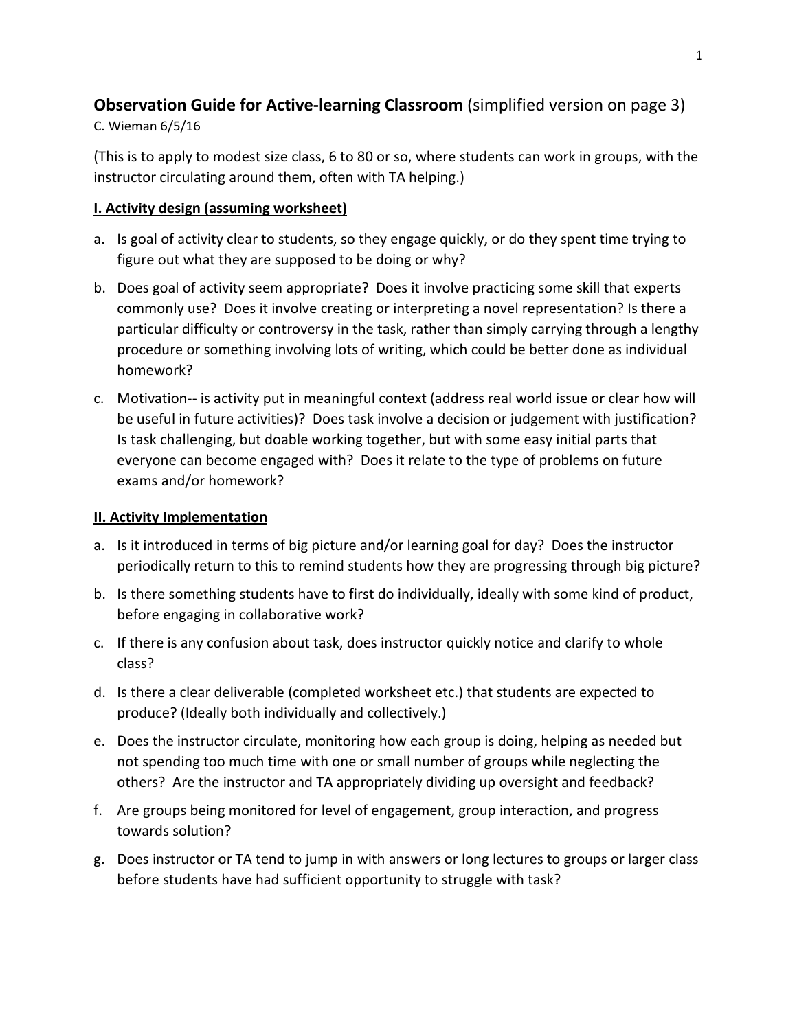# **Observation Guide for Active-learning Classroom** (simplified version on page 3)

C. Wieman 6/5/16

(This is to apply to modest size class, 6 to 80 or so, where students can work in groups, with the instructor circulating around them, often with TA helping.)

## **I. Activity design (assuming worksheet)**

a. Is goal of activity clear to students, so they engage quickly, or do they spent time trying to figure out what they are supposed to be doing or why?

b. Does goal of activity seem appropriate? Does it involve practicing some skill that experts commonly use? Does it involve creating or interpreting a novel representation? Is there a particular difficulty or controversy in the task, rather than simply carrying through a lengthy procedure or something involving lots of writing, which could be better done as individual homework?

c. Motivation-- is activity put in meaningful context (address real world issue or clear how will be useful in future activities)? Does task involve a decision or judgement with justification? Is task challenging, but doable working together, but with some easy initial parts that everyone can become engaged with? Does it relate to the type of problems on future exams and/or homework?

## **II. Activity Implementation**

a. Is it introduced in terms of big picture and/or learning goal for day? Does the instructor periodically return to this to remind students how they are progressing through big picture?

b. Is there something students have to first do individually, ideally with some kind of product, before engaging in collaborative work?

c. If there is any confusion about task, does instructor quickly notice and clarify to whole class?

d. Is there a clear deliverable (completed worksheet etc.) that students are expected to produce? (Ideally both individually and collectively.)

e. Does the instructor circulate, monitoring how each group is doing, helping as needed but not spending too much time with one or small number of groups while neglecting the others? Are the instructor and TA appropriately dividing up oversight and feedback?

f. Are groups being monitored for level of engagement, group interaction, and progress towards solution?

g. Does instructor or TA tend to jump in with answers or long lectures to groups or larger class before students have had sufficient opportunity to struggle with task?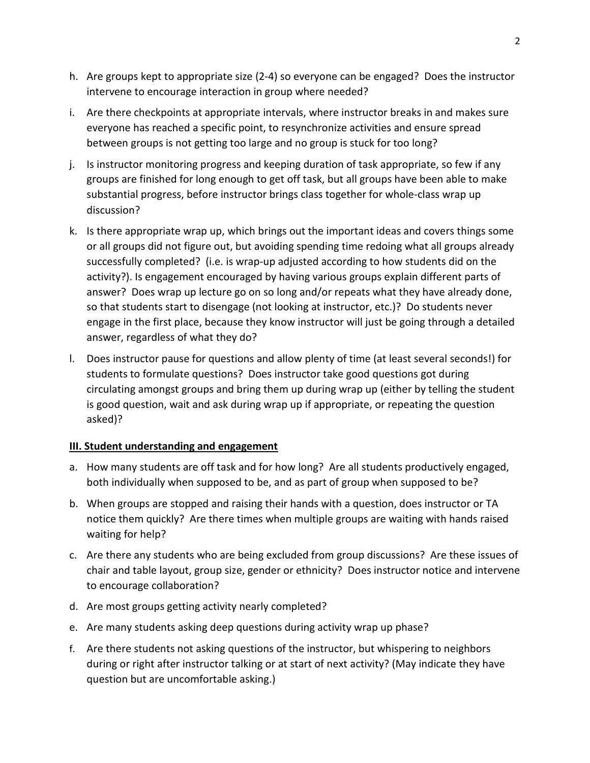h. Are groups kept to appropriate size (2-4) so everyone can be engaged? Does the instructor intervene to encourage interaction in group where needed?

i. Are there checkpoints at appropriate intervals, where instructor breaks in and makes sure everyone has reached a specific point, to resynchronize activities and ensure spread between groups is not getting too large and no group is stuck for too long?

j. Is instructor monitoring progress and keeping duration of task appropriate, so few if any groups are finished for long enough to get off task, but all groups have been able to make substantial progress, before instructor brings class together for whole-class wrap up discussion?

k. Is there appropriate wrap up, which brings out the important ideas and covers things some or all groups did not figure out, but avoiding spending time redoing what all groups already successfully completed? (i.e. is wrap-up adjusted according to how students did on the activity?). Is engagement encouraged by having various groups explain different parts of answer? Does wrap up lecture go on so long and/or repeats what they have already done, so that students start to disengage (not looking at instructor, etc.)? Do students never engage in the first place, because they know instructor will just be going through a detailed answer, regardless of what they do?

l. Does instructor pause for questions and allow plenty of time (at least several seconds!) for students to formulate questions? Does instructor take good questions got during circulating amongst groups and bring them up during wrap up (either by telling the student is good question, wait and ask during wrap up if appropriate, or repeating the question asked)?

**III. Student understanding and engagement**

a. How many students are off task and for how long? Are all students productively engaged, both individually when supposed to be, and as part of group when supposed to be?

b. When groups are stopped and raising their hands with a question, does instructor or TA notice them quickly? Are there times when multiple groups are waiting with hands raised waiting for help?

c. Are there any students who are being excluded from group discussions? Are these issues of chair and table layout, group size, gender or ethnicity? Does instructor notice and intervene to encourage collaboration?

d. Are most groups getting activity nearly completed?

e. Are many students asking deep questions during activity wrap up phase?

f. Are there students not asking questions of the instructor, but whispering to neighbors during or right after instructor talking or at start of next activity? (May indicate they have question but are uncomfortable asking.)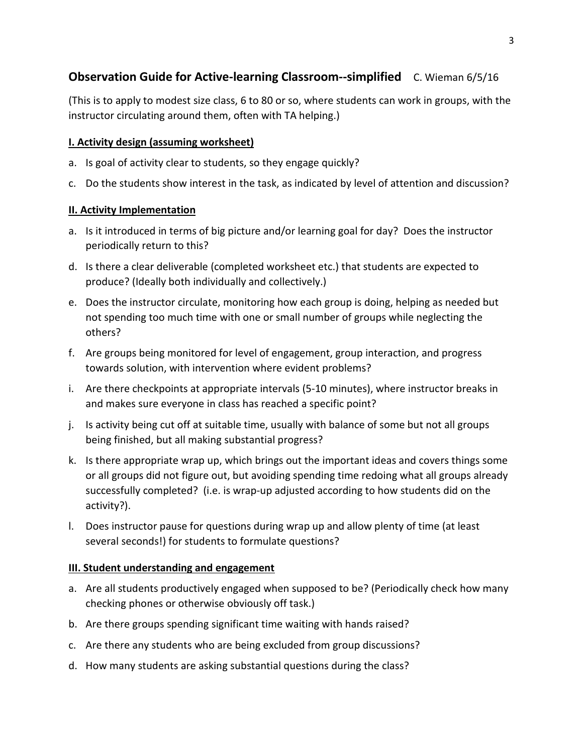## Observation Guide for Active-learning Classroom--simplified   C. Wieman 6/5/16

(This is to apply to modest size class, 6 to 80 or so, where students can work in groups, with the instructor circulating around them, often with TA helping.)

### I. Activity design (assuming worksheet)

a. Is goal of activity clear to students, so they engage quickly?

c. Do the students show interest in the task, as indicated by level of attention and discussion?

### II. Activity Implementation

a. Is it introduced in terms of big picture and/or learning goal for day? Does the instructor periodically return to this?

d. Is there a clear deliverable (completed worksheet etc.) that students are expected to produce? (Ideally both individually and collectively.)

e. Does the instructor circulate, monitoring how each group is doing, helping as needed but not spending too much time with one or small number of groups while neglecting the others?

f. Are groups being monitored for level of engagement, group interaction, and progress towards solution, with intervention where evident problems?

i. Are there checkpoints at appropriate intervals (5-10 minutes), where instructor breaks in and makes sure everyone in class has reached a specific point?

j. Is activity being cut off at suitable time, usually with balance of some but not all groups being finished, but all making substantial progress?

k. Is there appropriate wrap up, which brings out the important ideas and covers things some or all groups did not figure out, but avoiding spending time redoing what all groups already successfully completed? (i.e. is wrap-up adjusted according to how students did on the activity?).

l. Does instructor pause for questions during wrap up and allow plenty of time (at least several seconds!) for students to formulate questions?

### III. Student understanding and engagement

a. Are all students productively engaged when supposed to be? (Periodically check how many checking phones or otherwise obviously off task.)

b. Are there groups spending significant time waiting with hands raised?

c. Are there any students who are being excluded from group discussions?

d. How many students are asking substantial questions during the class?